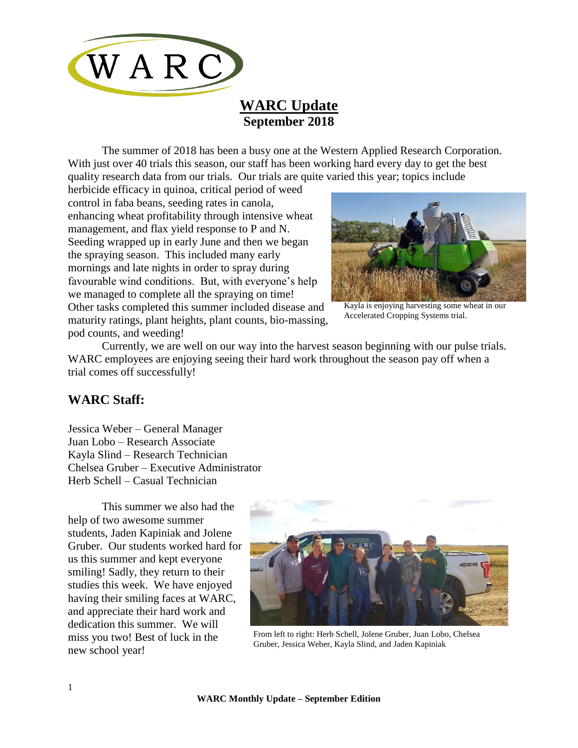# WARC Update

## September 2018

The summer of 2018 has been a busy one at the Western Applied Research Corporation. With just over 40 trials this season, our staff has been working hard every day to get the best quality research data from our trials. Our trials are quite varied this year; topics include herbicide efficacy in quinoa, critical period of weed control in faba beans, seeding rates in canola, enhancing wheat profitability through intensive wheat management, and flax yield response to P and N. Seeding wrapped up in early June and then we began the spraying season. This included many early mornings and late nights in order to spray during favourable wind conditions. But, with everyone's help we managed to complete all the spraying on time! Other tasks completed this summer included disease and maturity ratings, plant heights, plant counts, bio-massing, pod counts, and weeding!

Kayla is enjoying harvesting some wheat in our Accelerated Cropping Systems trial.

Currently, we are well on our way into the harvest season beginning with our pulse trials. WARC employees are enjoying seeing their hard work throughout the season pay off when a trial comes off successfully!

## WARC Staff:

Jessica Weber – General Manager
Juan Lobo – Research Associate
Kayla Slind – Research Technician
Chelsea Gruber – Executive Administrator
Herb Schell – Casual Technician

This summer we also had the help of two awesome summer students, Jaden Kapiniak and Jolene Gruber. Our students worked hard for us this summer and kept everyone smiling! Sadly, they return to their studies this week. We have enjoyed having their smiling faces at WARC, and appreciate their hard work and dedication this summer. We will miss you two! Best of luck in the new school year!

From left to right: Herb Schell, Jolene Gruber, Juan Lobo, Chelsea Gruber, Jessica Weber, Kayla Slind, and Jaden Kapiniak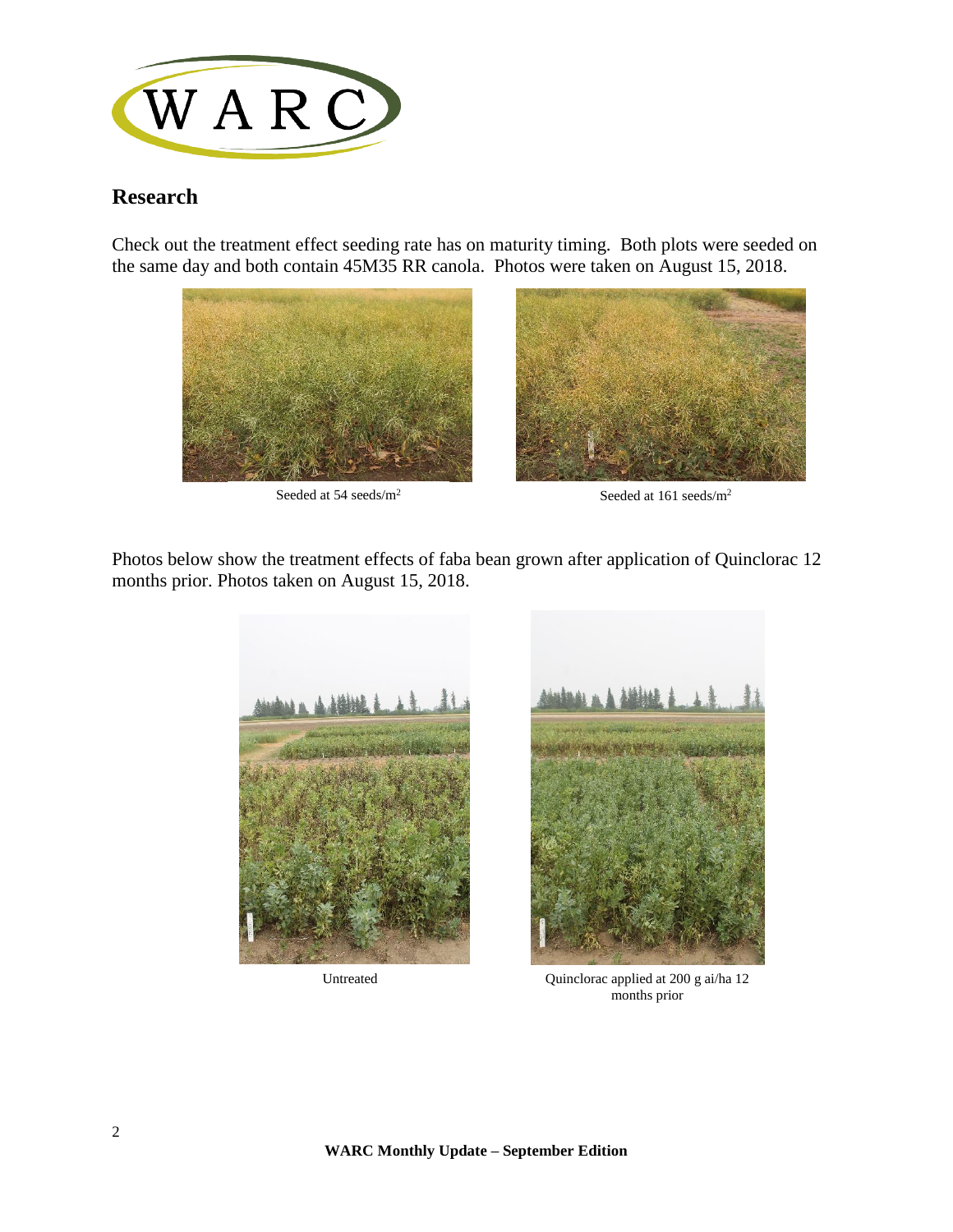## Research

Check out the treatment effect seeding rate has on maturity timing. Both plots were seeded on the same day and both contain 45M35 RR canola. Photos were taken on August 15, 2018.

Seeded at 54 seeds/m$^2$

Seeded at 161 seeds/m$^2$

Photos below show the treatment effects of faba bean grown after application of Quinclorac 12 months prior. Photos taken on August 15, 2018.

Untreated

Quinclorac applied at 200 g ai/ha 12 months prior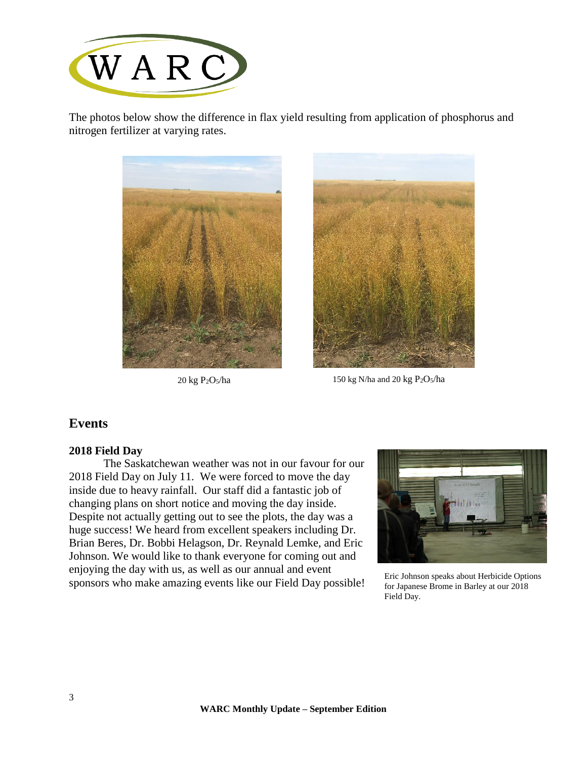The photos below show the difference in flax yield resulting from application of phosphorus and nitrogen fertilizer at varying rates.

20 kg $P_2O_5$/ha

150 kg N/ha and 20 kg $P_2O_5$/ha

## Events

### 2018 Field Day

The Saskatchewan weather was not in our favour for our 2018 Field Day on July 11. We were forced to move the day inside due to heavy rainfall. Our staff did a fantastic job of changing plans on short notice and moving the day inside. Despite not actually getting out to see the plots, the day was a huge success! We heard from excellent speakers including Dr. Brian Beres, Dr. Bobbi Helagson, Dr. Reynald Lemke, and Eric Johnson. We would like to thank everyone for coming out and enjoying the day with us, as well as our annual and event sponsors who make amazing events like our Field Day possible!

Eric Johnson speaks about Herbicide Options for Japanese Brome in Barley at our 2018 Field Day.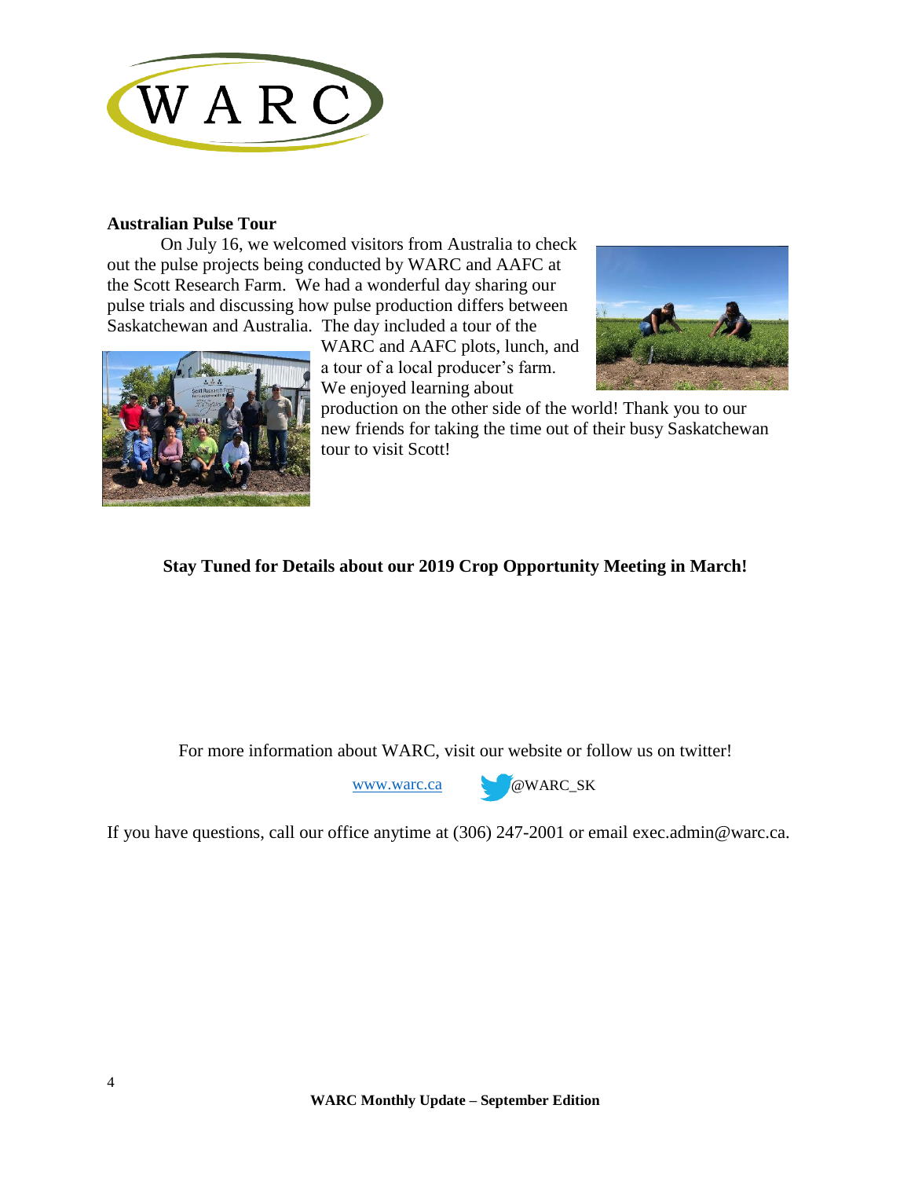WARC

**Australian Pulse Tour**

On July 16, we welcomed visitors from Australia to check out the pulse projects being conducted by WARC and AAFC at the Scott Research Farm. We had a wonderful day sharing our pulse trials and discussing how pulse production differs between Saskatchewan and Australia. The day included a tour of the WARC and AAFC plots, lunch, and a tour of a local producer's farm. We enjoyed learning about production on the other side of the world! Thank you to our new friends for taking the time out of their busy Saskatchewan tour to visit Scott!

**Stay Tuned for Details about our 2019 Crop Opportunity Meeting in March!**

For more information about WARC, visit our website or follow us on twitter!

www.warc.ca @WARC_SK

If you have questions, call our office anytime at (306) 247-2001 or email exec.admin@warc.ca.